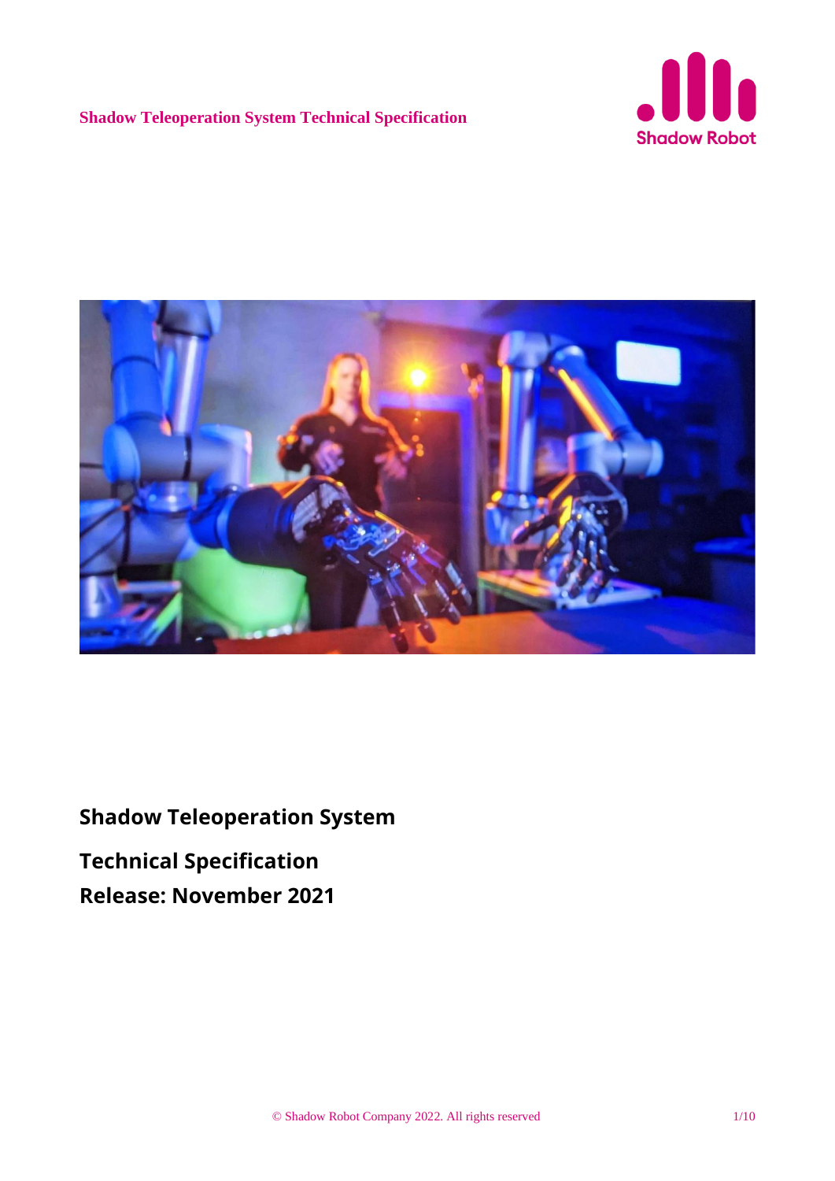# Shadow Teleoperation System

## Technical Specification

## Release: November 2021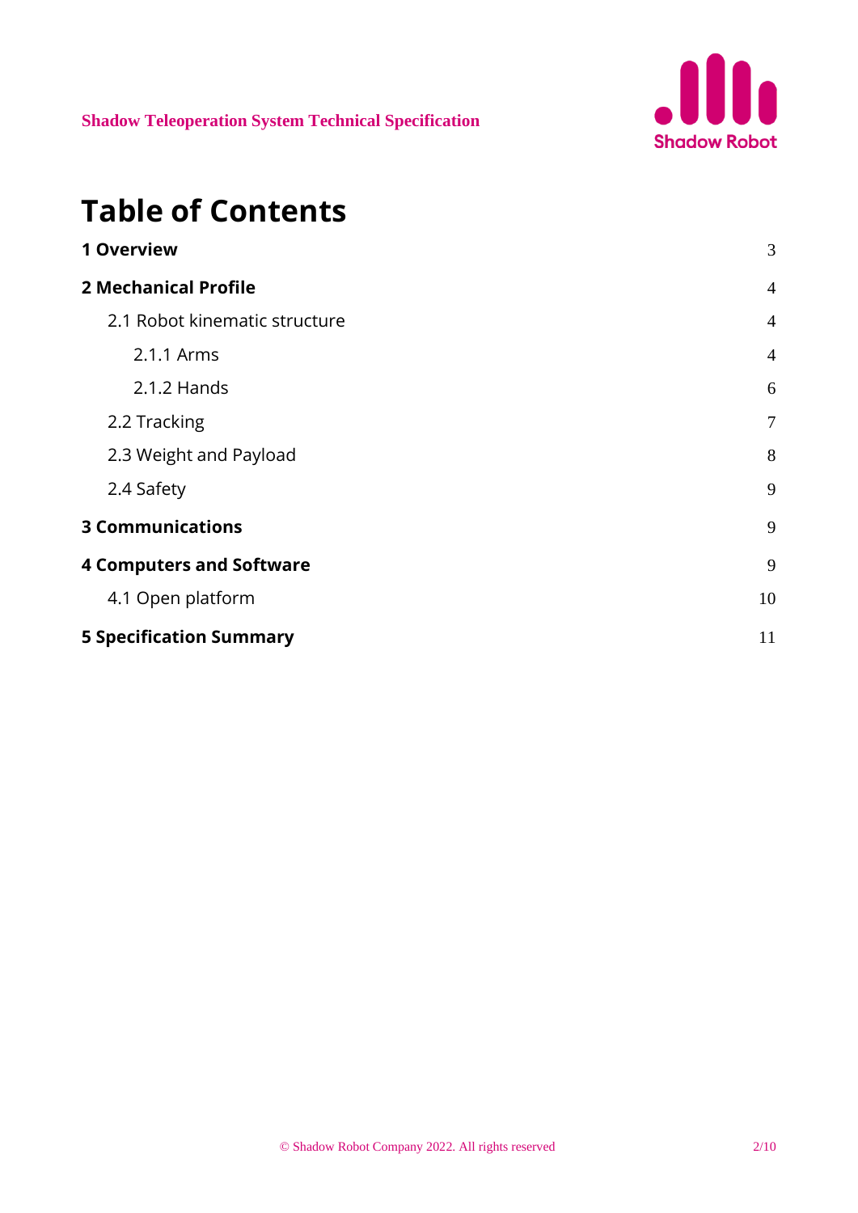# Table of Contents

| | |
|---|---|
| **1 Overview** | 3 |
| **2 Mechanical Profile** | 4 |
| 2.1 Robot kinematic structure | 4 |
| 2.1.1 Arms | 4 |
| 2.1.2 Hands | 6 |
| 2.2 Tracking | 7 |
| 2.3 Weight and Payload | 8 |
| 2.4 Safety | 9 |
| **3 Communications** | 9 |
| **4 Computers and Software** | 9 |
| 4.1 Open platform | 10 |
| **5 Specification Summary** | 11 |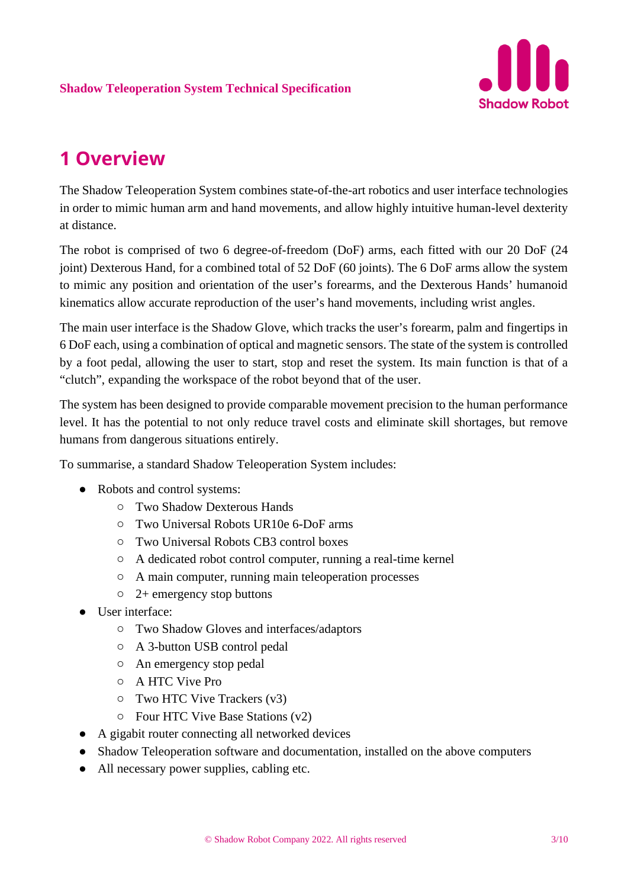# 1 Overview

The Shadow Teleoperation System combines state-of-the-art robotics and user interface technologies in order to mimic human arm and hand movements, and allow highly intuitive human-level dexterity at distance.

The robot is comprised of two 6 degree-of-freedom (DoF) arms, each fitted with our 20 DoF (24 joint) Dexterous Hand, for a combined total of 52 DoF (60 joints). The 6 DoF arms allow the system to mimic any position and orientation of the user's forearms, and the Dexterous Hands' humanoid kinematics allow accurate reproduction of the user's hand movements, including wrist angles.

The main user interface is the Shadow Glove, which tracks the user's forearm, palm and fingertips in 6 DoF each, using a combination of optical and magnetic sensors. The state of the system is controlled by a foot pedal, allowing the user to start, stop and reset the system. Its main function is that of a "clutch", expanding the workspace of the robot beyond that of the user.

The system has been designed to provide comparable movement precision to the human performance level. It has the potential to not only reduce travel costs and eliminate skill shortages, but remove humans from dangerous situations entirely.

To summarise, a standard Shadow Teleoperation System includes:

- Robots and control systems:
  - Two Shadow Dexterous Hands
  - Two Universal Robots UR10e 6-DoF arms
  - Two Universal Robots CB3 control boxes
  - A dedicated robot control computer, running a real-time kernel
  - A main computer, running main teleoperation processes
  - 2+ emergency stop buttons
- User interface:
  - Two Shadow Gloves and interfaces/adaptors
  - A 3-button USB control pedal
  - An emergency stop pedal
  - A HTC Vive Pro
  - Two HTC Vive Trackers (v3)
  - Four HTC Vive Base Stations (v2)
- A gigabit router connecting all networked devices
- Shadow Teleoperation software and documentation, installed on the above computers
- All necessary power supplies, cabling etc.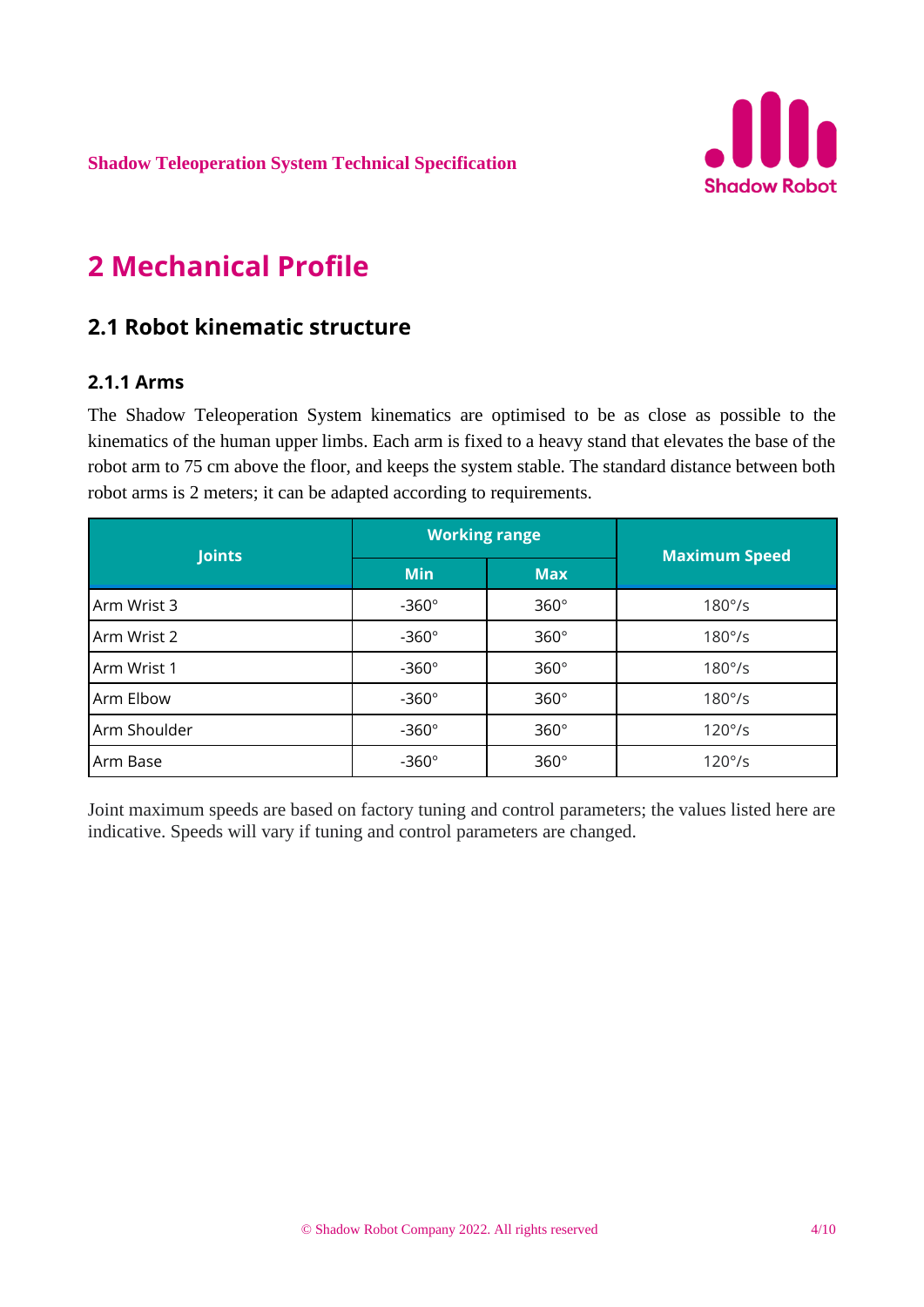# 2 Mechanical Profile

## 2.1 Robot kinematic structure

### 2.1.1 Arms

The Shadow Teleoperation System kinematics are optimised to be as close as possible to the kinematics of the human upper limbs. Each arm is fixed to a heavy stand that elevates the base of the robot arm to 75 cm above the floor, and keeps the system stable. The standard distance between both robot arms is 2 meters; it can be adapted according to requirements.

| Joints | Working range | | Maximum Speed |
|---|---|---|---|
| | Min | Max | |
| Arm Wrist 3 | -360° | 360° | 180°/s |
| Arm Wrist 2 | -360° | 360° | 180°/s |
| Arm Wrist 1 | -360° | 360° | 180°/s |
| Arm Elbow | -360° | 360° | 180°/s |
| Arm Shoulder | -360° | 360° | 120°/s |
| Arm Base | -360° | 360° | 120°/s |

Joint maximum speeds are based on factory tuning and control parameters; the values listed here are indicative. Speeds will vary if tuning and control parameters are changed.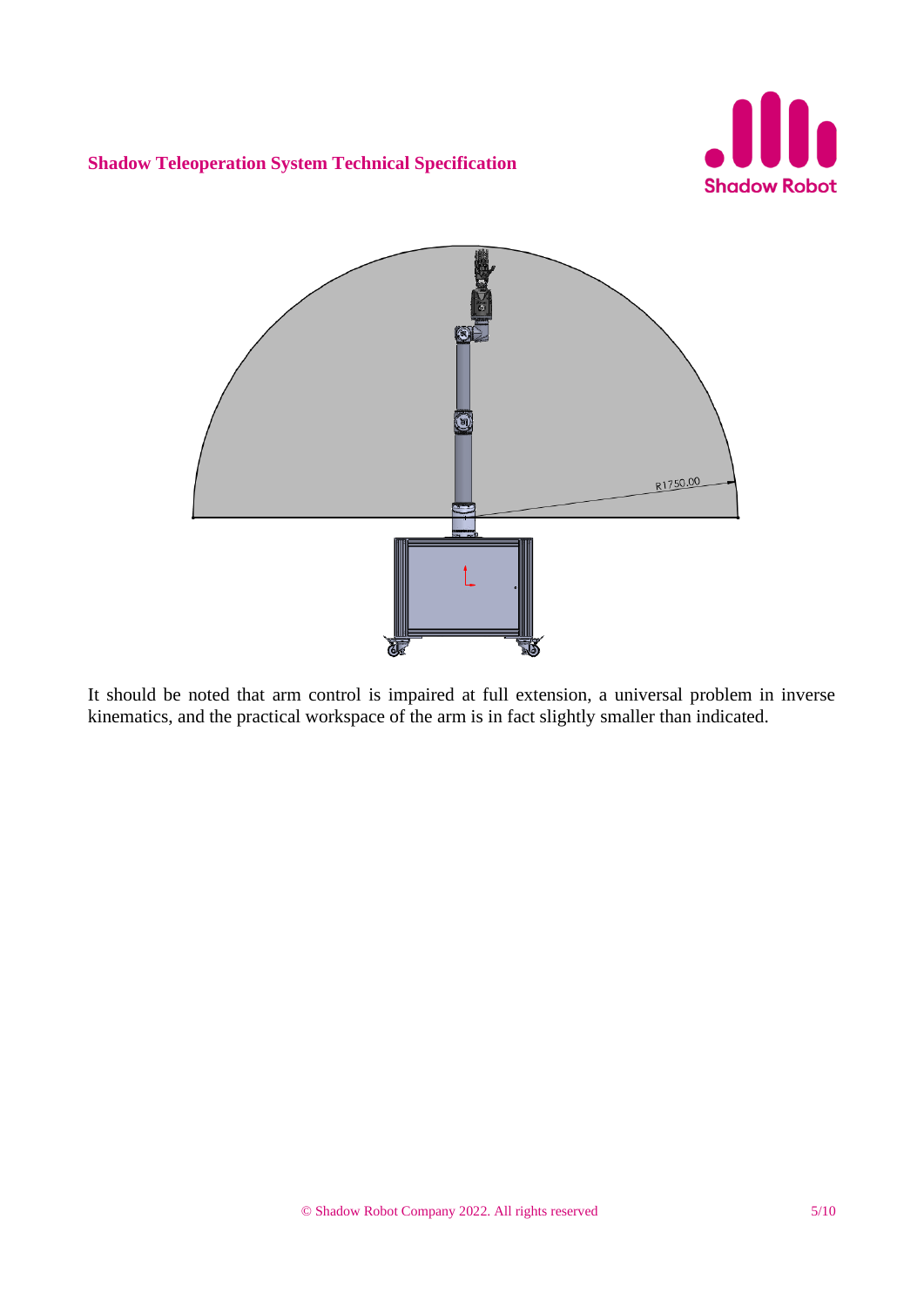It should be noted that arm control is impaired at full extension, a universal problem in inverse kinematics, and the practical workspace of the arm is in fact slightly smaller than indicated.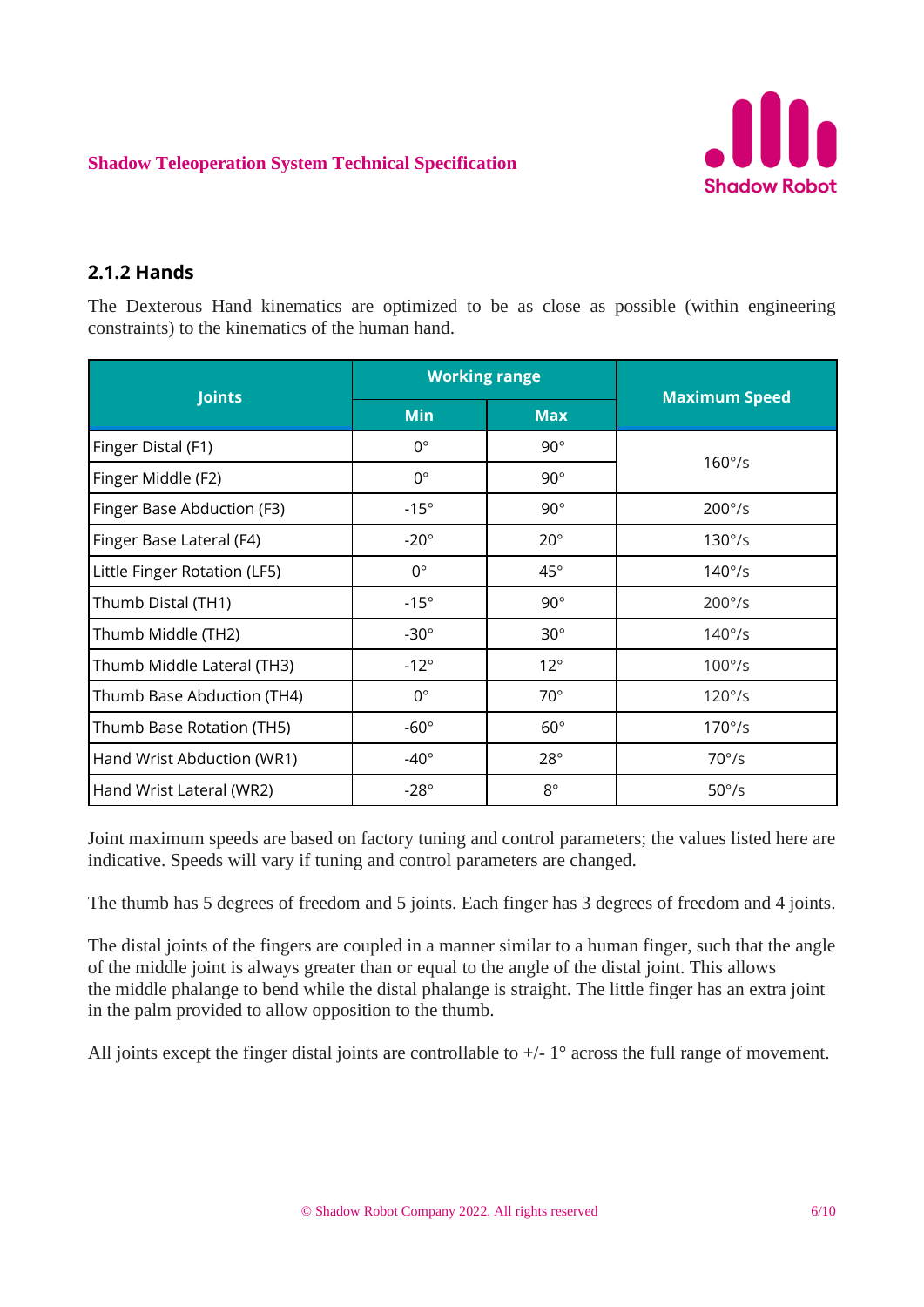### 2.1.2 Hands

The Dexterous Hand kinematics are optimized to be as close as possible (within engineering constraints) to the kinematics of the human hand.

| Joints | Working range | | Maximum Speed |
|---|---|---|---|
| | Min | Max | |
| Finger Distal (F1) | 0° | 90° | 160°/s |
| Finger Middle (F2) | 0° | 90° | |
| Finger Base Abduction (F3) | -15° | 90° | 200°/s |
| Finger Base Lateral (F4) | -20° | 20° | 130°/s |
| Little Finger Rotation (LF5) | 0° | 45° | 140°/s |
| Thumb Distal (TH1) | -15° | 90° | 200°/s |
| Thumb Middle (TH2) | -30° | 30° | 140°/s |
| Thumb Middle Lateral (TH3) | -12° | 12° | 100°/s |
| Thumb Base Abduction (TH4) | 0° | 70° | 120°/s |
| Thumb Base Rotation (TH5) | -60° | 60° | 170°/s |
| Hand Wrist Abduction (WR1) | -40° | 28° | 70°/s |
| Hand Wrist Lateral (WR2) | -28° | 8° | 50°/s |

Joint maximum speeds are based on factory tuning and control parameters; the values listed here are indicative. Speeds will vary if tuning and control parameters are changed.

The thumb has 5 degrees of freedom and 5 joints. Each finger has 3 degrees of freedom and 4 joints.

The distal joints of the fingers are coupled in a manner similar to a human finger, such that the angle of the middle joint is always greater than or equal to the angle of the distal joint. This allows the middle phalange to bend while the distal phalange is straight. The little finger has an extra joint in the palm provided to allow opposition to the thumb.

All joints except the finger distal joints are controllable to +/- 1° across the full range of movement.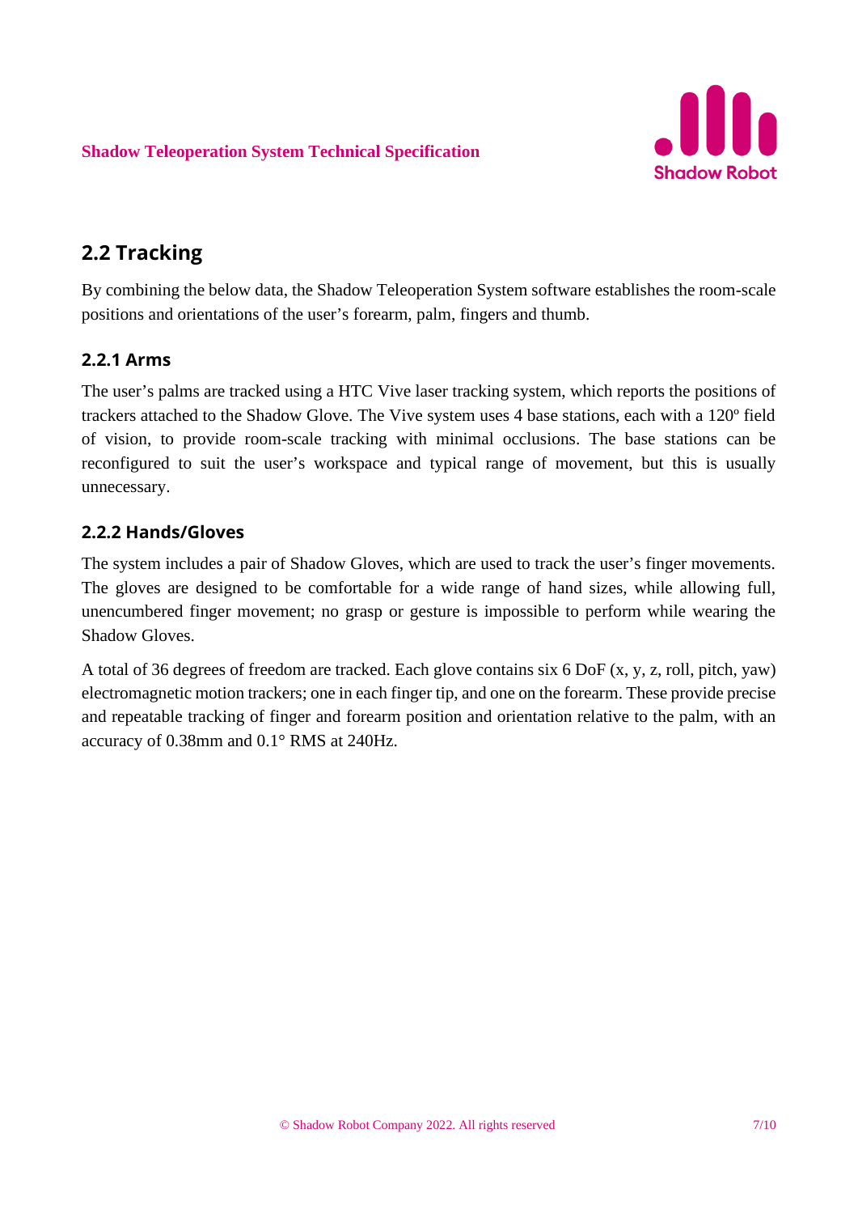## 2.2 Tracking

By combining the below data, the Shadow Teleoperation System software establishes the room-scale positions and orientations of the user's forearm, palm, fingers and thumb.

### 2.2.1 Arms

The user's palms are tracked using a HTC Vive laser tracking system, which reports the positions of trackers attached to the Shadow Glove. The Vive system uses 4 base stations, each with a 120º field of vision, to provide room-scale tracking with minimal occlusions. The base stations can be reconfigured to suit the user's workspace and typical range of movement, but this is usually unnecessary.

### 2.2.2 Hands/Gloves

The system includes a pair of Shadow Gloves, which are used to track the user's finger movements. The gloves are designed to be comfortable for a wide range of hand sizes, while allowing full, unencumbered finger movement; no grasp or gesture is impossible to perform while wearing the Shadow Gloves.

A total of 36 degrees of freedom are tracked. Each glove contains six 6 DoF (x, y, z, roll, pitch, yaw) electromagnetic motion trackers; one in each finger tip, and one on the forearm. These provide precise and repeatable tracking of finger and forearm position and orientation relative to the palm, with an accuracy of 0.38mm and 0.1° RMS at 240Hz.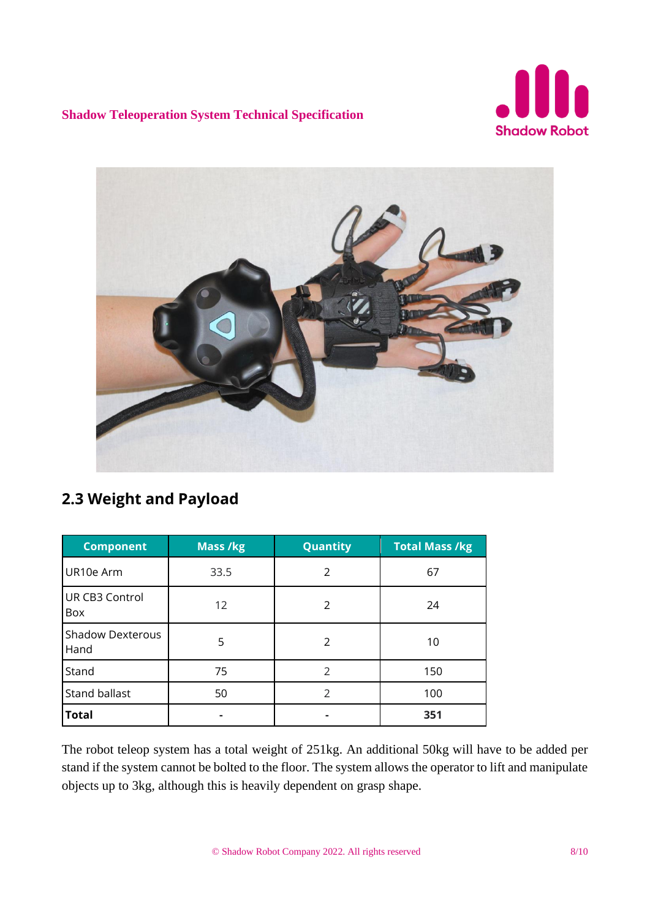## 2.3 Weight and Payload

| Component | Mass /kg | Quantity | Total Mass /kg |
|---|---|---|---|
| UR10e Arm | 33.5 | 2 | 67 |
| UR CB3 Control Box | 12 | 2 | 24 |
| Shadow Dexterous Hand | 5 | 2 | 10 |
| Stand | 75 | 2 | 150 |
| Stand ballast | 50 | 2 | 100 |
| **Total** | **-** | **-** | **351** |

The robot teleop system has a total weight of 251kg. An additional 50kg will have to be added per stand if the system cannot be bolted to the floor. The system allows the operator to lift and manipulate objects up to 3kg, although this is heavily dependent on grasp shape.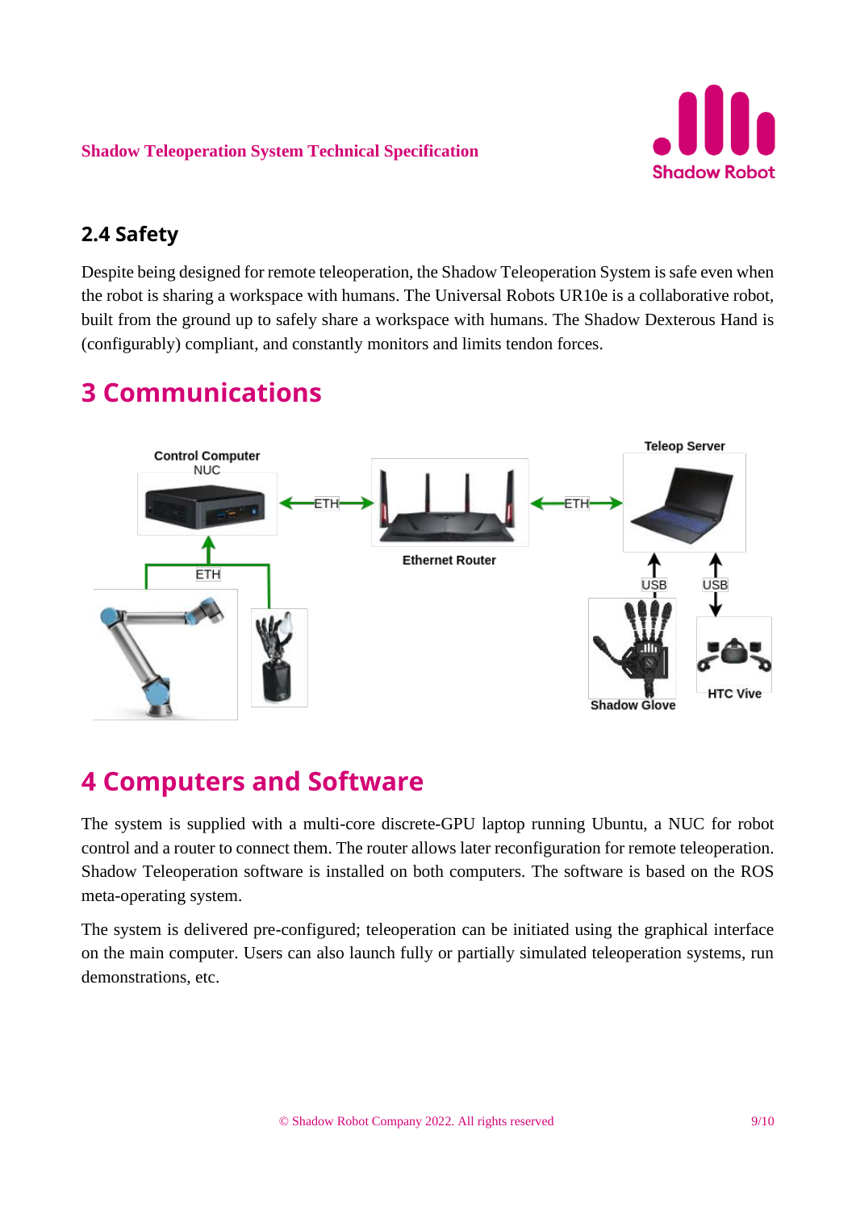## 2.4 Safety

Despite being designed for remote teleoperation, the Shadow Teleoperation System is safe even when the robot is sharing a workspace with humans. The Universal Robots UR10e is a collaborative robot, built from the ground up to safely share a workspace with humans. The Shadow Dexterous Hand is (configurably) compliant, and constantly monitors and limits tendon forces.

# 3 Communications

Control Computer NUC — ETH — Ethernet Router — ETH — Teleop Server

ETH — Control Computer NUC

USB — Shadow Glove

USB — HTC Vive

# 4 Computers and Software

The system is supplied with a multi-core discrete-GPU laptop running Ubuntu, a NUC for robot control and a router to connect them. The router allows later reconfiguration for remote teleoperation. Shadow Teleoperation software is installed on both computers. The software is based on the ROS meta-operating system.

The system is delivered pre-configured; teleoperation can be initiated using the graphical interface on the main computer. Users can also launch fully or partially simulated teleoperation systems, run demonstrations, etc.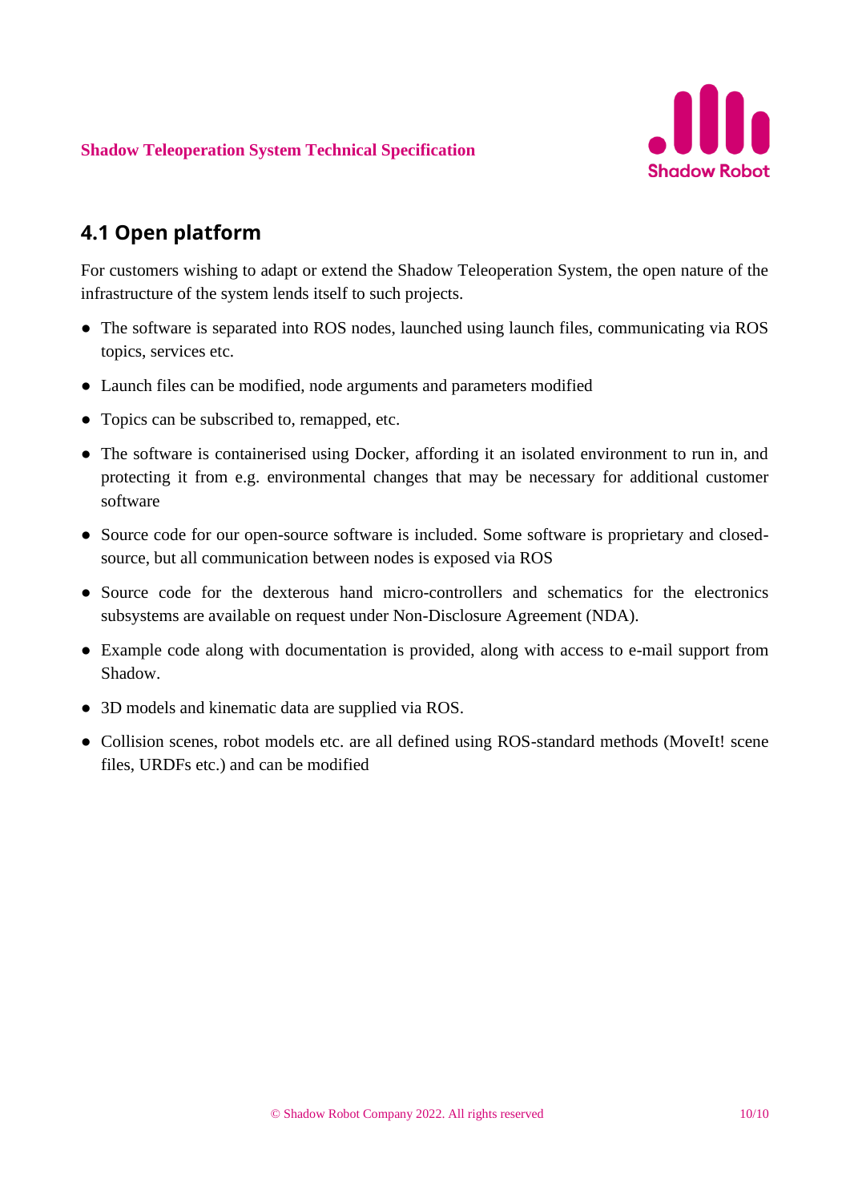## 4.1 Open platform

For customers wishing to adapt or extend the Shadow Teleoperation System, the open nature of the infrastructure of the system lends itself to such projects.

- The software is separated into ROS nodes, launched using launch files, communicating via ROS topics, services etc.
- Launch files can be modified, node arguments and parameters modified
- Topics can be subscribed to, remapped, etc.
- The software is containerised using Docker, affording it an isolated environment to run in, and protecting it from e.g. environmental changes that may be necessary for additional customer software
- Source code for our open-source software is included. Some software is proprietary and closed-source, but all communication between nodes is exposed via ROS
- Source code for the dexterous hand micro-controllers and schematics for the electronics subsystems are available on request under Non-Disclosure Agreement (NDA).
- Example code along with documentation is provided, along with access to e-mail support from Shadow.
- 3D models and kinematic data are supplied via ROS.
- Collision scenes, robot models etc. are all defined using ROS-standard methods (MoveIt! scene files, URDFs etc.) and can be modified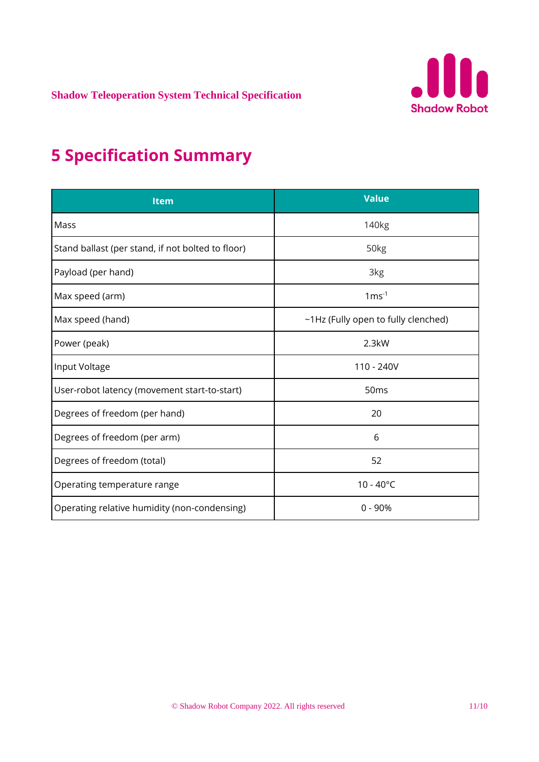# 5 Specification Summary

| Item | Value |
|---|---|
| Mass | 140kg |
| Stand ballast (per stand, if not bolted to floor) | 50kg |
| Payload (per hand) | 3kg |
| Max speed (arm) | $1ms^{-1}$ |
| Max speed (hand) | ~1Hz (Fully open to fully clenched) |
| Power (peak) | 2.3kW |
| Input Voltage | 110 - 240V |
| User-robot latency (movement start-to-start) | 50ms |
| Degrees of freedom (per hand) | 20 |
| Degrees of freedom (per arm) | 6 |
| Degrees of freedom (total) | 52 |
| Operating temperature range | 10 - 40°C |
| Operating relative humidity (non-condensing) | 0 - 90% |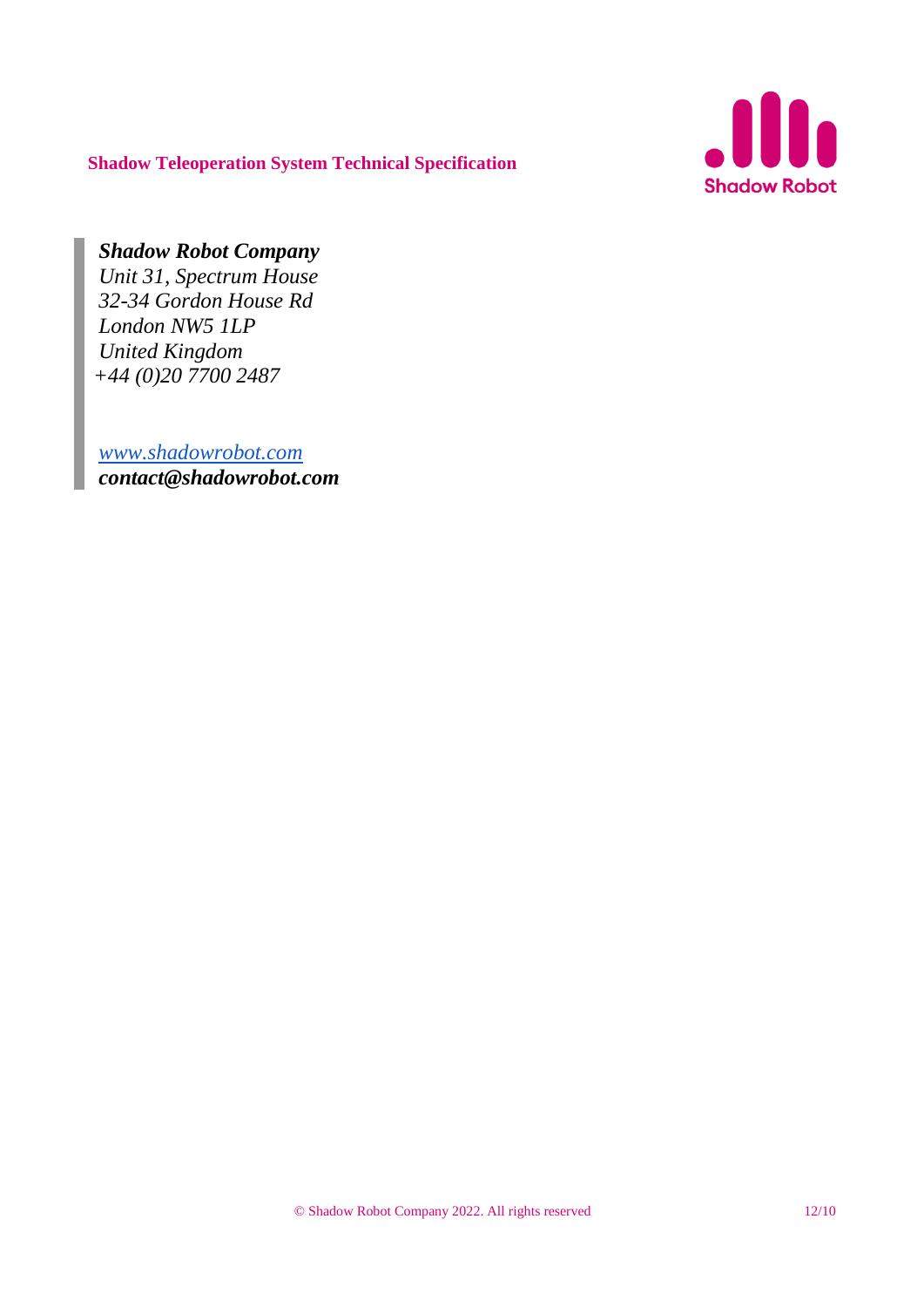***Shadow Robot Company***
*Unit 31, Spectrum House*
*32-34 Gordon House Rd*
*London NW5 1LP*
*United Kingdom*
*+44 (0)20 7700 2487*

*www.shadowrobot.com*
***contact@shadowrobot.com***

© Shadow Robot Company 2022. All rights reserved